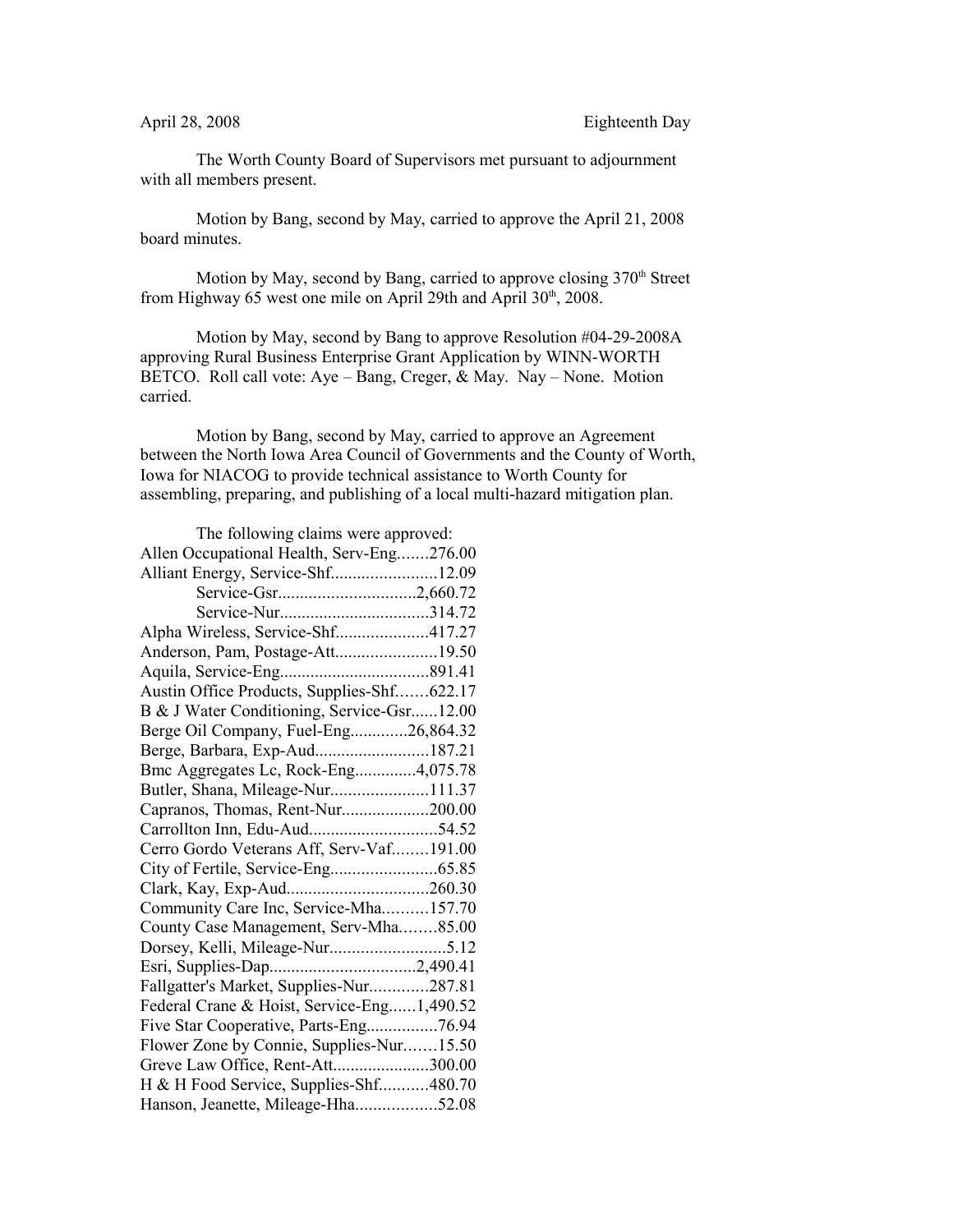April 28, 2008 Eighteenth Day

The Worth County Board of Supervisors met pursuant to adjournment with all members present.

Motion by Bang, second by May, carried to approve the April 21, 2008 board minutes.

Motion by May, second by Bang, carried to approve closing 370th Street from Highway 65 west one mile on April 29th and April 30th, 2008.

Motion by May, second by Bang to approve Resolution #04-29-2008A approving Rural Business Enterprise Grant Application by WINN-WORTH BETCO. Roll call vote: Aye – Bang, Creger, & May. Nay – None. Motion carried.

Motion by Bang, second by May, carried to approve an Agreement between the North Iowa Area Council of Governments and the County of Worth, Iowa for NIACOG to provide technical assistance to Worth County for assembling, preparing, and publishing of a local multi-hazard mitigation plan.

The following claims were approved:

Allen Occupational Health, Serv-Eng.......276.00
Alliant Energy, Service-Shf........................12.09
Service-Gsr...............................2,660.72
Service-Nur..................................314.72
Alpha Wireless, Service-Shf.....................417.27
Anderson, Pam, Postage-Att.......................19.50
Aquila, Service-Eng..................................891.41
Austin Office Products, Supplies-Shf.......622.17
B & J Water Conditioning, Service-Gsr......12.00
Berge Oil Company, Fuel-Eng.............26,864.32
Berge, Barbara, Exp-Aud..........................187.21
Bmc Aggregates Lc, Rock-Eng..............4,075.78
Butler, Shana, Mileage-Nur......................111.37
Capranos, Thomas, Rent-Nur....................200.00
Carrollton Inn, Edu-Aud............................54.52
Cerro Gordo Veterans Aff, Serv-Vaf........191.00
City of Fertile, Service-Eng........................65.85
Clark, Kay, Exp-Aud................................260.30
Community Care Inc, Service-Mha..........157.70
County Case Management, Serv-Mha........85.00
Dorsey, Kelli, Mileage-Nur..........................5.12
Esri, Supplies-Dap.................................2,490.41
Fallgatter's Market, Supplies-Nur.............287.81
Federal Crane & Hoist, Service-Eng......1,490.52
Five Star Cooperative, Parts-Eng................76.94
Flower Zone by Connie, Supplies-Nur.......15.50
Greve Law Office, Rent-Att......................300.00
H & H Food Service, Supplies-Shf...........480.70
Hanson, Jeanette, Mileage-Hha..................52.08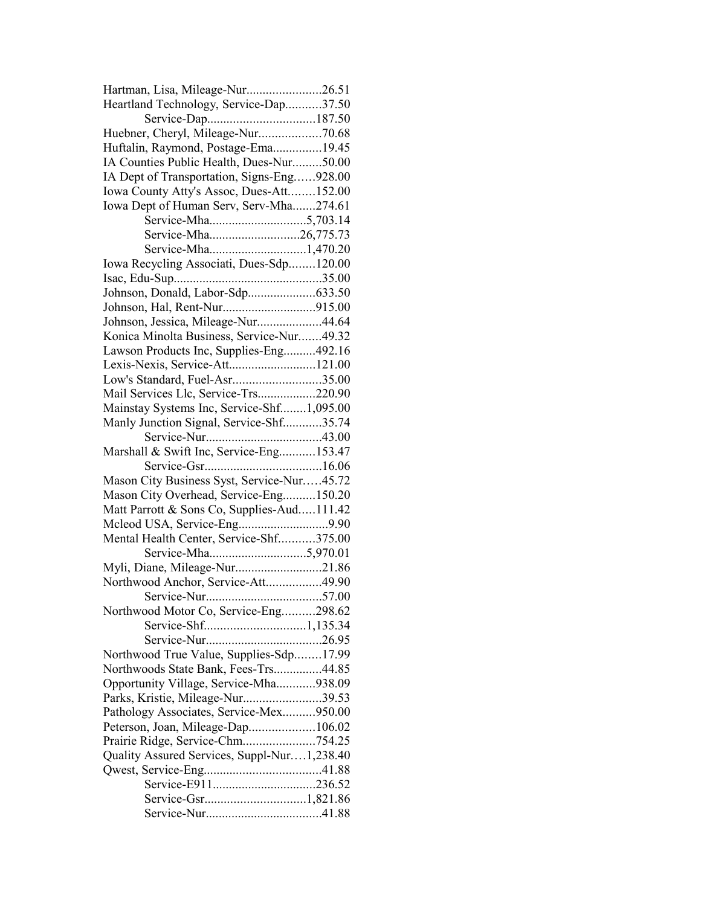Hartman, Lisa, Mileage-Nur.......................26.51
Heartland Technology, Service-Dap...........37.50
Service-Dap.................................187.50
Huebner, Cheryl, Mileage-Nur...................70.68
Huftalin, Raymond, Postage-Ema...............19.45
IA Counties Public Health, Dues-Nur.........50.00
IA Dept of Transportation, Signs-Eng……928.00
Iowa County Atty's Assoc, Dues-Att........152.00
Iowa Dept of Human Serv, Serv-Mha.......274.61
Service-Mha.............................5,703.14
Service-Mha...........................26,775.73
Service-Mha.............................1,470.20
Iowa Recycling Associati, Dues-Sdp........120.00
Isac, Edu-Sup.............................................35.00
Johnson, Donald, Labor-Sdp.....................633.50
Johnson, Hal, Rent-Nur............................915.00
Johnson, Jessica, Mileage-Nur....................44.64
Konica Minolta Business, Service-Nur.......49.32
Lawson Products Inc, Supplies-Eng..........492.16
Lexis-Nexis, Service-Att..........................121.00
Low's Standard, Fuel-Asr...........................35.00
Mail Services Llc, Service-Trs..................220.90
Mainstay Systems Inc, Service-Shf........1,095.00
Manly Junction Signal, Service-Shf............35.74
Service-Nur...................................43.00
Marshall & Swift Inc, Service-Eng...........153.47
Service-Gsr...................................16.06
Mason City Business Syst, Service-Nur…..45.72
Mason City Overhead, Service-Eng..........150.20
Matt Parrott & Sons Co, Supplies-Aud.....111.42
Mcleod USA, Service-Eng...........................9.90
Mental Health Center, Service-Shf...........375.00
Service-Mha.............................5,970.01
Myli, Diane, Mileage-Nur..........................21.86
Northwood Anchor, Service-Att.................49.90
Service-Nur...................................57.00
Northwood Motor Co, Service-Eng..........298.62
Service-Shf...............................1,135.34
Service-Nur...................................26.95
Northwood True Value, Supplies-Sdp........17.99
Northwoods State Bank, Fees-Trs...............44.85
Opportunity Village, Service-Mha............938.09
Parks, Kristie, Mileage-Nur........................39.53
Pathology Associates, Service-Mex..........950.00
Peterson, Joan, Mileage-Dap....................106.02
Prairie Ridge, Service-Chm......................754.25
Quality Assured Services, Suppl-Nur….1,238.40
Qwest, Service-Eng....................................41.88
Service-E911...............................236.52
Service-Gsr...............................1,821.86
Service-Nur...................................41.88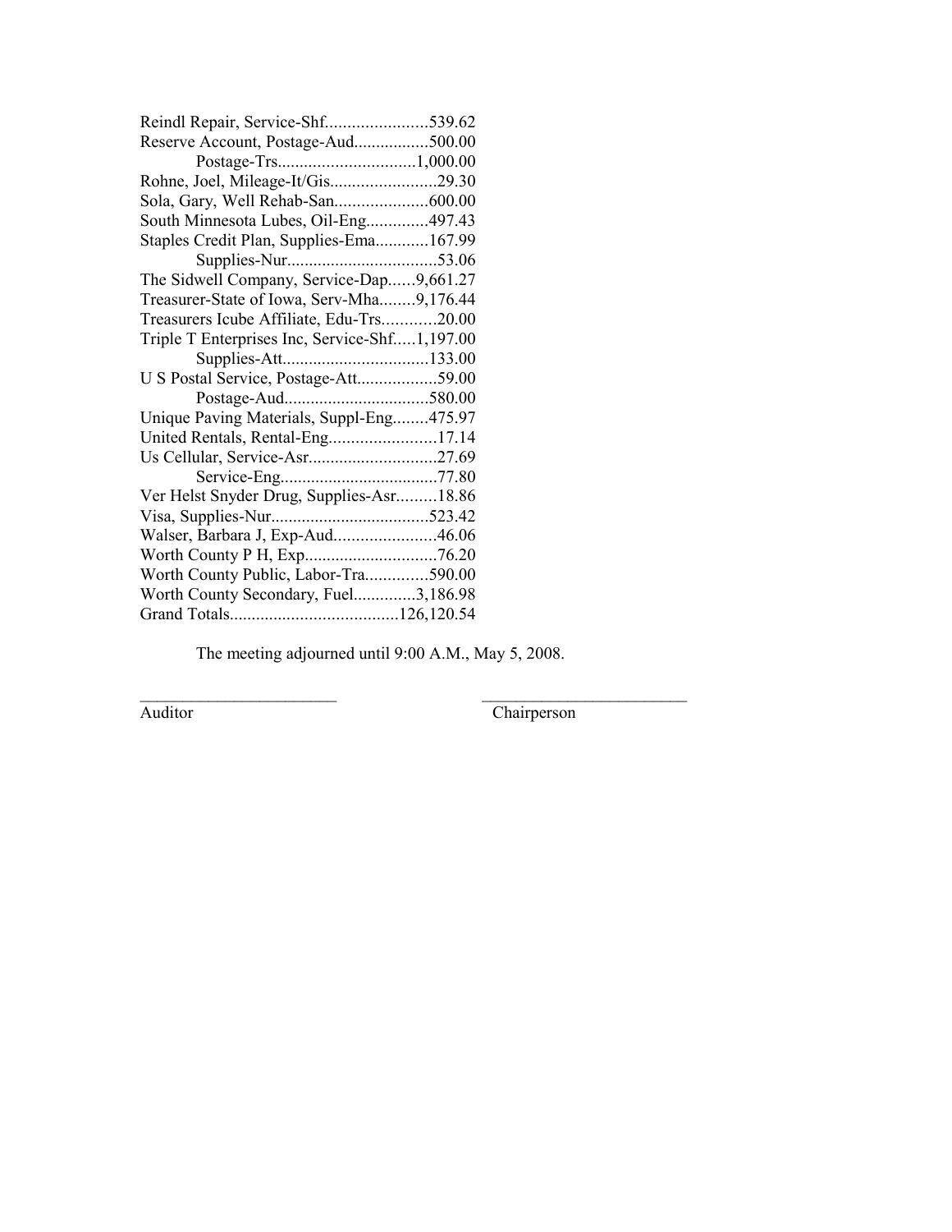Reindl Repair, Service-Shf.......................539.62
Reserve Account, Postage-Aud.................500.00
Postage-Trs...............................1,000.00
Rohne, Joel, Mileage-It/Gis........................29.30
Sola, Gary, Well Rehab-San.....................600.00
South Minnesota Lubes, Oil-Eng..............497.43
Staples Credit Plan, Supplies-Ema............167.99
Supplies-Nur..................................53.06
The Sidwell Company, Service-Dap......9,661.27
Treasurer-State of Iowa, Serv-Mha........9,176.44
Treasurers Icube Affiliate, Edu-Trs............20.00
Triple T Enterprises Inc, Service-Shf.....1,197.00
Supplies-Att.................................133.00
U S Postal Service, Postage-Att..................59.00
Postage-Aud.................................580.00
Unique Paving Materials, Suppl-Eng........475.97
United Rentals, Rental-Eng........................17.14
Us Cellular, Service-Asr.............................27.69
Service-Eng....................................77.80
Ver Helst Snyder Drug, Supplies-Asr.........18.86
Visa, Supplies-Nur....................................523.42
Walser, Barbara J, Exp-Aud.......................46.06
Worth County P H, Exp..............................76.20
Worth County Public, Labor-Tra..............590.00
Worth County Secondary, Fuel..............3,186.98
Grand Totals......................................126,120.54

The meeting adjourned until 9:00 A.M., May 5, 2008.

________________________ ________________________
Auditor Chairperson